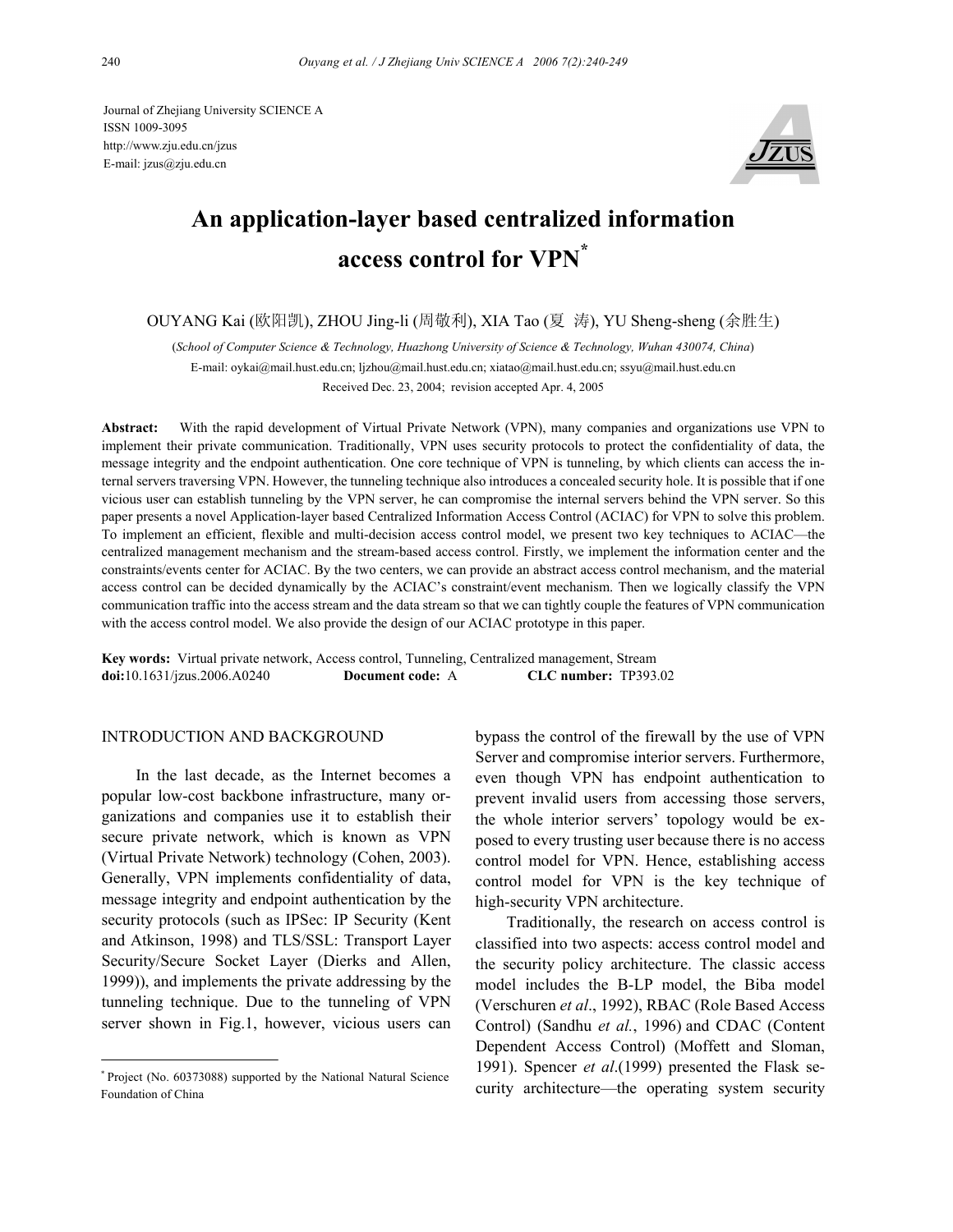Journal of Zhejiang University SCIENCE A
ISSN 1009-3095
http://www.zju.edu.cn/jzus
E-mail: jzus@zju.edu.cn

# An application-layer based centralized information access control for VPN*

OUYANG Kai (欧阳凯), ZHOU Jing-li (周敬利), XIA Tao (夏 涛), YU Sheng-sheng (余胜生)

(*School of Computer Science & Technology, Huazhong University of Science & Technology, Wuhan 430074, China*)

E-mail: oykai@mail.hust.edu.cn; ljzhou@mail.hust.edu.cn; xiatao@mail.hust.edu.cn; ssyu@mail.hust.edu.cn

Received Dec. 23, 2004; revision accepted Apr. 4, 2005

**Abstract:** With the rapid development of Virtual Private Network (VPN), many companies and organizations use VPN to implement their private communication. Traditionally, VPN uses security protocols to protect the confidentiality of data, the message integrity and the endpoint authentication. One core technique of VPN is tunneling, by which clients can access the internal servers traversing VPN. However, the tunneling technique also introduces a concealed security hole. It is possible that if one vicious user can establish tunneling by the VPN server, he can compromise the internal servers behind the VPN server. So this paper presents a novel Application-layer based Centralized Information Access Control (ACIAC) for VPN to solve this problem. To implement an efficient, flexible and multi-decision access control model, we present two key techniques to ACIAC—the centralized management mechanism and the stream-based access control. Firstly, we implement the information center and the constraints/events center for ACIAC. By the two centers, we can provide an abstract access control mechanism, and the material access control can be decided dynamically by the ACIAC's constraint/event mechanism. Then we logically classify the VPN communication traffic into the access stream and the data stream so that we can tightly couple the features of VPN communication with the access control model. We also provide the design of our ACIAC prototype in this paper.

**Key words:** Virtual private network, Access control, Tunneling, Centralized management, Stream
**doi:**10.1631/jzus.2006.A0240 **Document code:** A **CLC number:** TP393.02

## INTRODUCTION AND BACKGROUND

In the last decade, as the Internet becomes a popular low-cost backbone infrastructure, many organizations and companies use it to establish their secure private network, which is known as VPN (Virtual Private Network) technology (Cohen, 2003). Generally, VPN implements confidentiality of data, message integrity and endpoint authentication by the security protocols (such as IPSec: IP Security (Kent and Atkinson, 1998) and TLS/SSL: Transport Layer Security/Secure Socket Layer (Dierks and Allen, 1999)), and implements the private addressing by the tunneling technique. Due to the tunneling of VPN server shown in Fig.1, however, vicious users can bypass the control of the firewall by the use of VPN Server and compromise interior servers. Furthermore, even though VPN has endpoint authentication to prevent invalid users from accessing those servers, the whole interior servers' topology would be exposed to every trusting user because there is no access control model for VPN. Hence, establishing access control model for VPN is the key technique of high-security VPN architecture.

Traditionally, the research on access control is classified into two aspects: access control model and the security policy architecture. The classic access model includes the B-LP model, the Biba model (Verschuren *et al*., 1992), RBAC (Role Based Access Control) (Sandhu *et al.*, 1996) and CDAC (Content Dependent Access Control) (Moffett and Sloman, 1991). Spencer *et al*.(1999) presented the Flask security architecture—the operating system security

---

* Project (No. 60373088) supported by the National Natural Science Foundation of China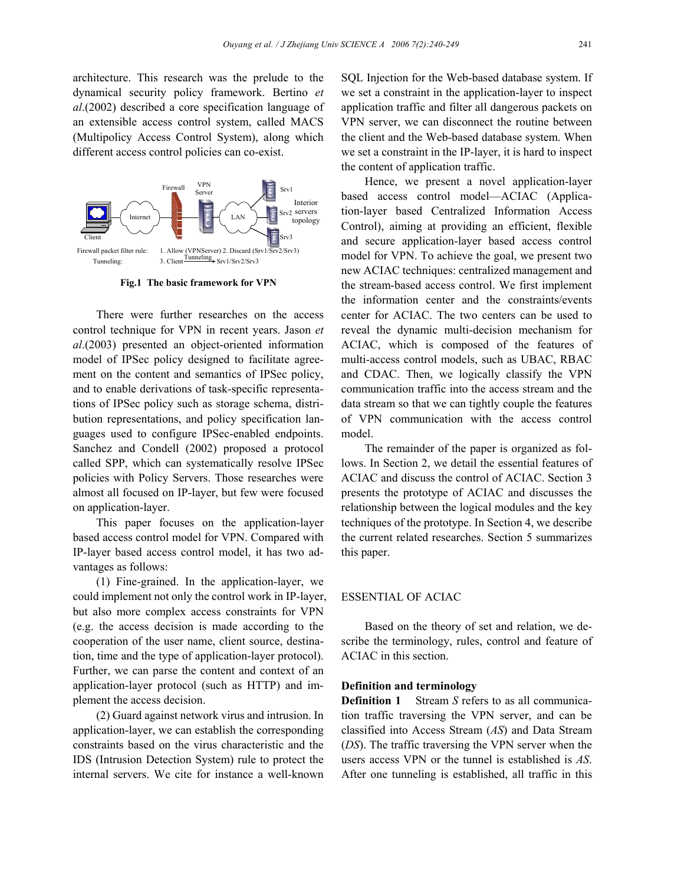architecture. This research was the prelude to the dynamical security policy framework. Bertino *et al*.(2002) described a core specification language of an extensible access control system, called MACS (Multipolicy Access Control System), along which different access control policies can co-exist.

Firewall
VPN Server
Srv1
Interior servers topology
Srv2
Srv3
Internet
LAN
Client
Firewall packet filter rule: 1. Allow (VPNServer) 2. Discard (Srv1/Srv2/Srv3)
Tunneling: 3. Client —Tunneling→ Srv1/Srv2/Srv3

**Fig.1 The basic framework for VPN**

There were further researches on the access control technique for VPN in recent years. Jason *et al*.(2003) presented an object-oriented information model of IPSec policy designed to facilitate agreement on the content and semantics of IPSec policy, and to enable derivations of task-specific representations of IPSec policy such as storage schema, distribution representations, and policy specification languages used to configure IPSec-enabled endpoints. Sanchez and Condell (2002) proposed a protocol called SPP, which can systematically resolve IPSec policies with Policy Servers. Those researches were almost all focused on IP-layer, but few were focused on application-layer.

This paper focuses on the application-layer based access control model for VPN. Compared with IP-layer based access control model, it has two advantages as follows:

(1) Fine-grained. In the application-layer, we could implement not only the control work in IP-layer, but also more complex access constraints for VPN (e.g. the access decision is made according to the cooperation of the user name, client source, destination, time and the type of application-layer protocol). Further, we can parse the content and context of an application-layer protocol (such as HTTP) and implement the access decision.

(2) Guard against network virus and intrusion. In application-layer, we can establish the corresponding constraints based on the virus characteristic and the IDS (Intrusion Detection System) rule to protect the internal servers. We cite for instance a well-known SQL Injection for the Web-based database system. If we set a constraint in the application-layer to inspect application traffic and filter all dangerous packets on VPN server, we can disconnect the routine between the client and the Web-based database system. When we set a constraint in the IP-layer, it is hard to inspect the content of application traffic.

Hence, we present a novel application-layer based access control model—ACIAC (Application-layer based Centralized Information Access Control), aiming at providing an efficient, flexible and secure application-layer based access control model for VPN. To achieve the goal, we present two new ACIAC techniques: centralized management and the stream-based access control. We first implement the information center and the constraints/events center for ACIAC. The two centers can be used to reveal the dynamic multi-decision mechanism for ACIAC, which is composed of the features of multi-access control models, such as UBAC, RBAC and CDAC. Then, we logically classify the VPN communication traffic into the access stream and the data stream so that we can tightly couple the features of VPN communication with the access control model.

The remainder of the paper is organized as follows. In Section 2, we detail the essential features of ACIAC and discuss the control of ACIAC. Section 3 presents the prototype of ACIAC and discusses the relationship between the logical modules and the key techniques of the prototype. In Section 4, we describe the current related researches. Section 5 summarizes this paper.

## ESSENTIAL OF ACIAC

Based on the theory of set and relation, we describe the terminology, rules, control and feature of ACIAC in this section.

### Definition and terminology

**Definition 1** Stream $S$ refers to as all communication traffic traversing the VPN server, and can be classified into Access Stream ($AS$) and Data Stream ($DS$). The traffic traversing the VPN server when the users access VPN or the tunnel is established is $AS$. After one tunneling is established, all traffic in this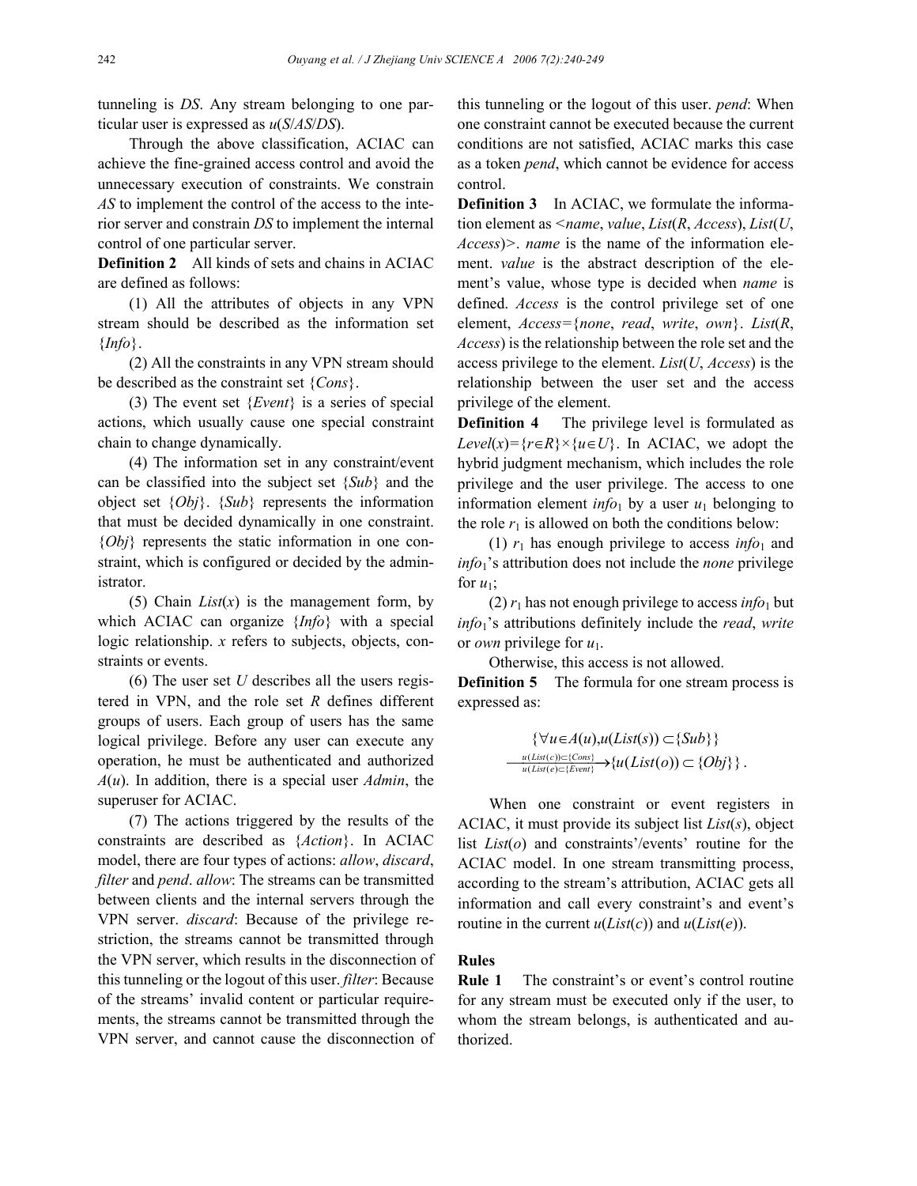tunneling is *DS*. Any stream belonging to one particular user is expressed as $u(S/AS/DS)$.

Through the above classification, ACIAC can achieve the fine-grained access control and avoid the unnecessary execution of constraints. We constrain *AS* to implement the control of the access to the interior server and constrain *DS* to implement the internal control of one particular server.

**Definition 2** All kinds of sets and chains in ACIAC are defined as follows:

(1) All the attributes of objects in any VPN stream should be described as the information set $\{Info\}$.

(2) All the constraints in any VPN stream should be described as the constraint set $\{Cons\}$.

(3) The event set $\{Event\}$ is a series of special actions, which usually cause one special constraint chain to change dynamically.

(4) The information set in any constraint/event can be classified into the subject set $\{Sub\}$ and the object set $\{Obj\}$. $\{Sub\}$ represents the information that must be decided dynamically in one constraint. $\{Obj\}$ represents the static information in one constraint, which is configured or decided by the administrator.

(5) Chain $List(x)$ is the management form, by which ACIAC can organize $\{Info\}$ with a special logic relationship. $x$ refers to subjects, objects, constraints or events.

(6) The user set $U$ describes all the users registered in VPN, and the role set $R$ defines different groups of users. Each group of users has the same logical privilege. Before any user can execute any operation, he must be authenticated and authorized $A(u)$. In addition, there is a special user *Admin*, the superuser for ACIAC.

(7) The actions triggered by the results of the constraints are described as $\{Action\}$. In ACIAC model, there are four types of actions: *allow*, *discard*, *filter* and *pend*. *allow*: The streams can be transmitted between clients and the internal servers through the VPN server. *discard*: Because of the privilege restriction, the streams cannot be transmitted through the VPN server, which results in the disconnection of this tunneling or the logout of this user. *filter*: Because of the streams' invalid content or particular requirements, the streams cannot be transmitted through the VPN server, and cannot cause the disconnection of this tunneling or the logout of this user. *pend*: When one constraint cannot be executed because the current conditions are not satisfied, ACIAC marks this case as a token *pend*, which cannot be evidence for access control.

**Definition 3** In ACIAC, we formulate the information element as $\langle name, value, List(R, Access), List(U, Access)\rangle$. *name* is the name of the information element. *value* is the abstract description of the element's value, whose type is decided when *name* is defined. *Access* is the control privilege set of one element, $Access=\{none, read, write, own\}$. $List(R, Access)$ is the relationship between the role set and the access privilege to the element. $List(U, Access)$ is the relationship between the user set and the access privilege of the element.

**Definition 4** The privilege level is formulated as $Level(x)=\{r\in R\}\times\{u\in U\}$. In ACIAC, we adopt the hybrid judgment mechanism, which includes the role privilege and the user privilege. The access to one information element $info_1$ by a user $u_1$ belonging to the role $r_1$ is allowed on both the conditions below:

(1) $r_1$ has enough privilege to access $info_1$ and $info_1$'s attribution does not include the *none* privilege for $u_1$;

(2) $r_1$ has not enough privilege to access $info_1$ but $info_1$'s attributions definitely include the *read*, *write* or *own* privilege for $u_1$.

Otherwise, this access is not allowed.

**Definition 5** The formula for one stream process is expressed as:

$$\{\forall u\in A(u), u(List(s))\subset\{Sub\}\} \xrightarrow[u(List(e))\subset\{Event\}]{u(List(c))\subset\{Cons\}} \{u(List(o))\subset\{Obj\}\}.$$

When one constraint or event registers in ACIAC, it must provide its subject list $List(s)$, object list $List(o)$ and constraints'/events' routine for the ACIAC model. In one stream transmitting process, according to the stream's attribution, ACIAC gets all information and call every constraint's and event's routine in the current $u(List(c))$ and $u(List(e))$.

## Rules

**Rule 1** The constraint's or event's control routine for any stream must be executed only if the user, to whom the stream belongs, is authenticated and authorized.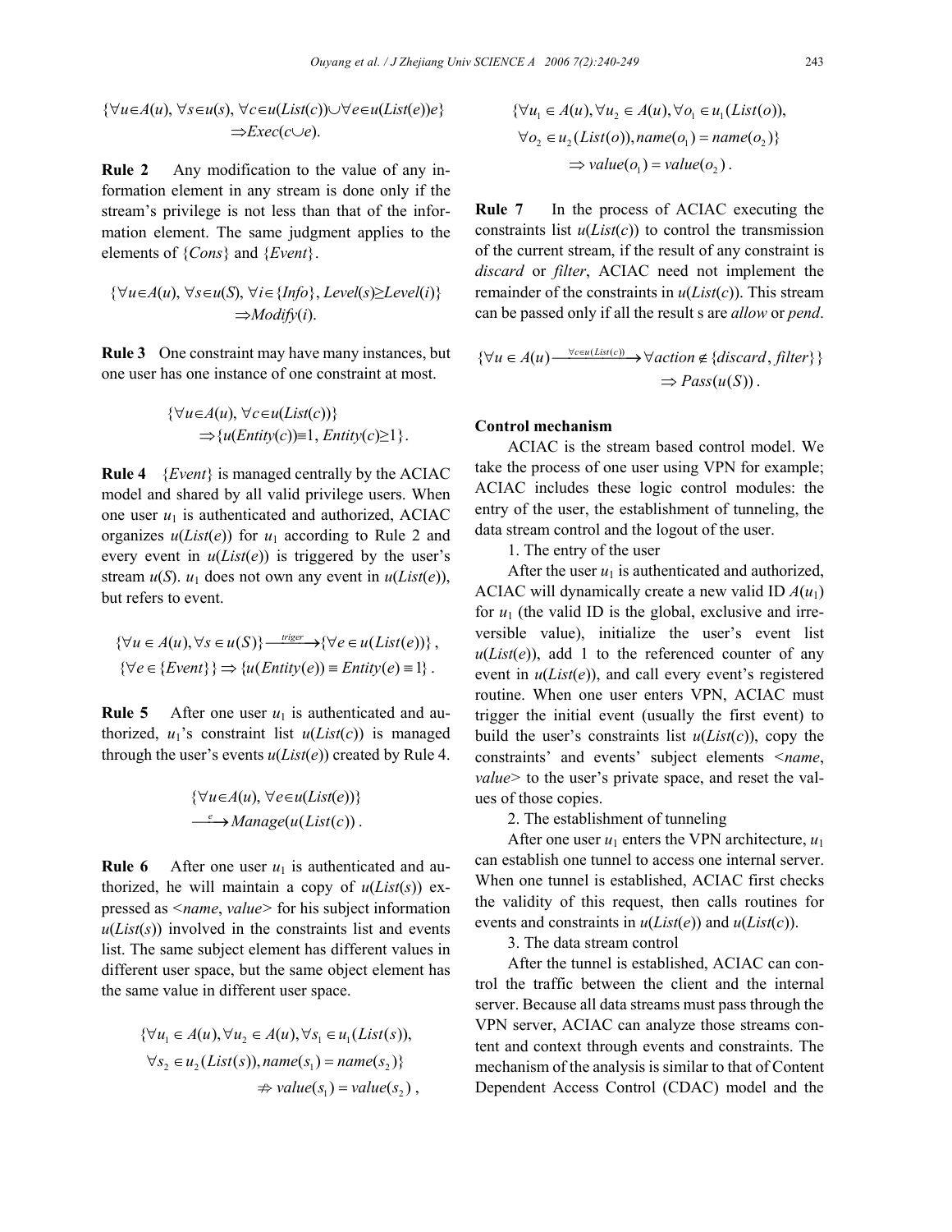$$\{\forall u{\in}A(u),\ \forall s{\in}u(s),\ \forall c{\in}u(List(c)){\cup}\forall e{\in}u(List(e))e\}$$
$$\Rightarrow Exec(c{\cup}e).$$

**Rule 2** Any modification to the value of any information element in any stream is done only if the stream's privilege is not less than that of the information element. The same judgment applies to the elements of {*Cons*} and {*Event*}.

$$\{\forall u{\in}A(u),\ \forall s{\in}u(S),\ \forall i{\in}\{Info\},\ Level(s){\geq}Level(i)\}$$
$$\Rightarrow Modify(i).$$

**Rule 3** One constraint may have many instances, but one user has one instance of one constraint at most.

$$\{\forall u{\in}A(u),\ \forall c{\in}u(List(c))\}$$
$$\Rightarrow\{u(Entity(c)){\equiv}1,\ Entity(c){\geq}1\}.$$

**Rule 4** {*Event*} is managed centrally by the ACIAC model and shared by all valid privilege users. When one user $u_1$ is authenticated and authorized, ACIAC organizes $u(List(e))$ for $u_1$ according to Rule 2 and every event in $u(List(e))$ is triggered by the user's stream $u(S)$. $u_1$ does not own any event in $u(List(e))$, but refers to event.

$$\{\forall u\in A(u),\forall s\in u(S)\}\xrightarrow{triger}\{\forall e\in u(List(e))\}\ ,$$
$$\{\forall e\in\{Event\}\}\Rightarrow\{u(Entity(e))\equiv Entity(e)\equiv 1\}\ .$$

**Rule 5** After one user $u_1$ is authenticated and authorized, $u_1$'s constraint list $u(List(c))$ is managed through the user's events $u(List(e))$ created by Rule 4.

$$\{\forall u{\in}A(u),\ \forall e{\in}u(List(e))\}$$
$$\xrightarrow{e} Manage(u(List(c))\ .$$

**Rule 6** After one user $u_1$ is authenticated and authorized, he will maintain a copy of $u(List(s))$ expressed as <*name*, *value*> for his subject information $u(List(s))$ involved in the constraints list and events list. The same subject element has different values in different user space, but the same object element has the same value in different user space.

$$\{\forall u_1\in A(u),\forall u_2\in A(u),\forall s_1\in u_1(List(s)),$$
$$\forall s_2\in u_2(List(s)), name(s_1)=name(s_2)\}$$
$$\not\Rightarrow value(s_1)=value(s_2)\ ,$$

$$\{\forall u_1\in A(u),\forall u_2\in A(u),\forall o_1\in u_1(List(o)),$$
$$\forall o_2\in u_2(List(o)), name(o_1)=name(o_2)\}$$
$$\Rightarrow value(o_1)=value(o_2)\ .$$

**Rule 7** In the process of ACIAC executing the constraints list $u(List(c))$ to control the transmission of the current stream, if the result of any constraint is *discard* or *filter*, ACIAC need not implement the remainder of the constraints in $u(List(c))$. This stream can be passed only if all the result s are *allow* or *pend*.

$$\{\forall u\in A(u)\xrightarrow{\forall c\in u(List(c))}\forall action\notin\{discard, filter\}\}$$
$$\Rightarrow Pass(u(S))\ .$$

### Control mechanism

ACIAC is the stream based control model. We take the process of one user using VPN for example; ACIAC includes these logic control modules: the entry of the user, the establishment of tunneling, the data stream control and the logout of the user.

1. The entry of the user

After the user $u_1$ is authenticated and authorized, ACIAC will dynamically create a new valid ID $A(u_1)$ for $u_1$ (the valid ID is the global, exclusive and irreversible value), initialize the user's event list $u(List(e))$, add 1 to the referenced counter of any event in $u(List(e))$, and call every event's registered routine. When one user enters VPN, ACIAC must trigger the initial event (usually the first event) to build the user's constraints list $u(List(c))$, copy the constraints' and events' subject elements <*name*, *value*> to the user's private space, and reset the values of those copies.

2. The establishment of tunneling

After one user $u_1$ enters the VPN architecture, $u_1$ can establish one tunnel to access one internal server. When one tunnel is established, ACIAC first checks the validity of this request, then calls routines for events and constraints in $u(List(e))$ and $u(List(c))$.

3. The data stream control

After the tunnel is established, ACIAC can control the traffic between the client and the internal server. Because all data streams must pass through the VPN server, ACIAC can analyze those streams content and context through events and constraints. The mechanism of the analysis is similar to that of Content Dependent Access Control (CDAC) model and the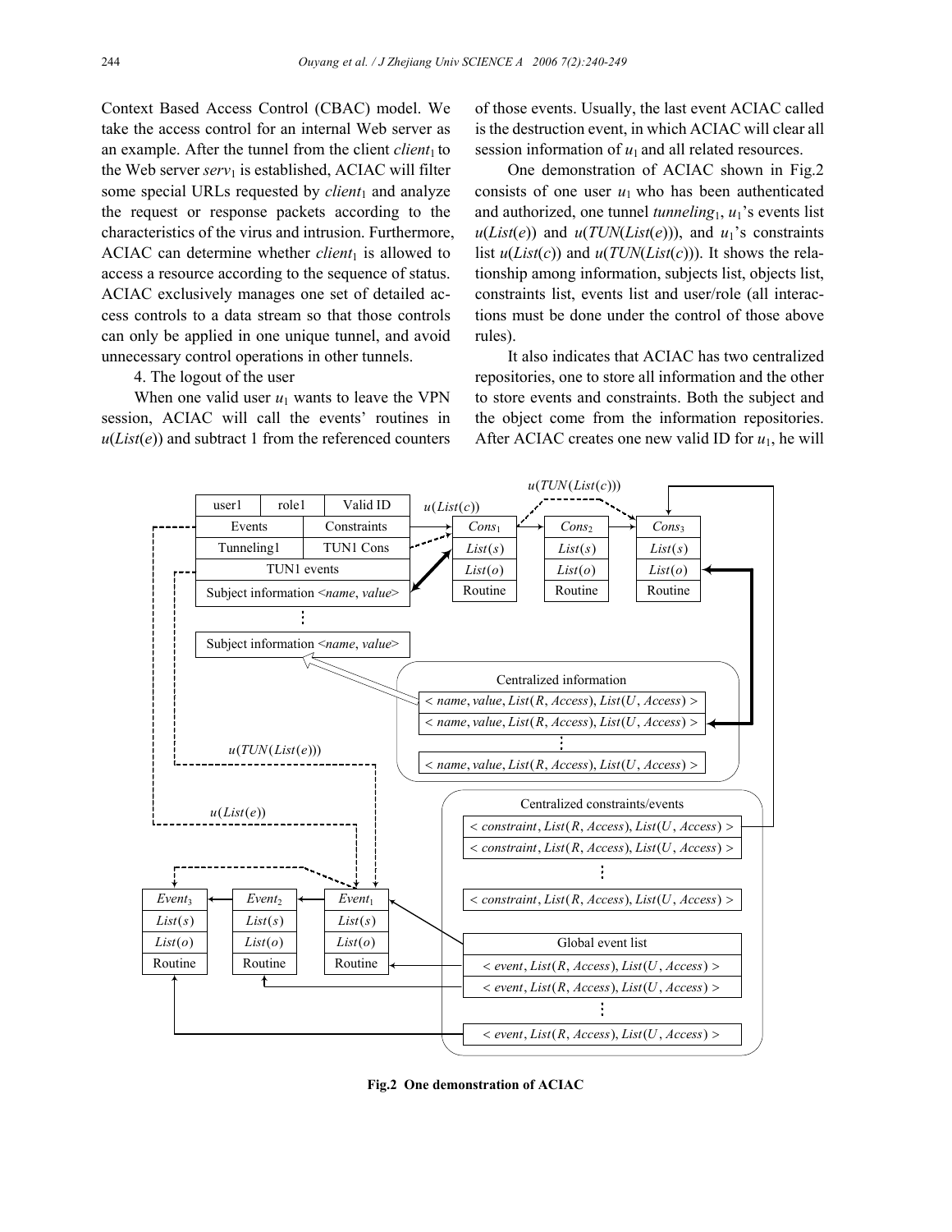Context Based Access Control (CBAC) model. We take the access control for an internal Web server as an example. After the tunnel from the client $client_1$ to the Web server $serv_1$ is established, ACIAC will filter some special URLs requested by $client_1$ and analyze the request or response packets according to the characteristics of the virus and intrusion. Furthermore, ACIAC can determine whether $client_1$ is allowed to access a resource according to the sequence of status. ACIAC exclusively manages one set of detailed access controls to a data stream so that those controls can only be applied in one unique tunnel, and avoid unnecessary control operations in other tunnels.

4. The logout of the user

When one valid user $u_1$ wants to leave the VPN session, ACIAC will call the events' routines in $u(List(e))$ and subtract 1 from the referenced counters of those events. Usually, the last event ACIAC called is the destruction event, in which ACIAC will clear all session information of $u_1$ and all related resources.

One demonstration of ACIAC shown in Fig.2 consists of one user $u_1$ who has been authenticated and authorized, one tunnel $tunneling_1$, $u_1$'s events list $u(List(e))$ and $u(TUN(List(e)))$, and $u_1$'s constraints list $u(List(c))$ and $u(TUN(List(c)))$. It shows the relationship among information, subjects list, objects list, constraints list, events list and user/role (all interactions must be done under the control of those above rules).

It also indicates that ACIAC has two centralized repositories, one to store all information and the other to store events and constraints. Both the subject and the object come from the information repositories. After ACIAC creates one new valid ID for $u_1$, he will

**Fig.2 One demonstration of ACIAC**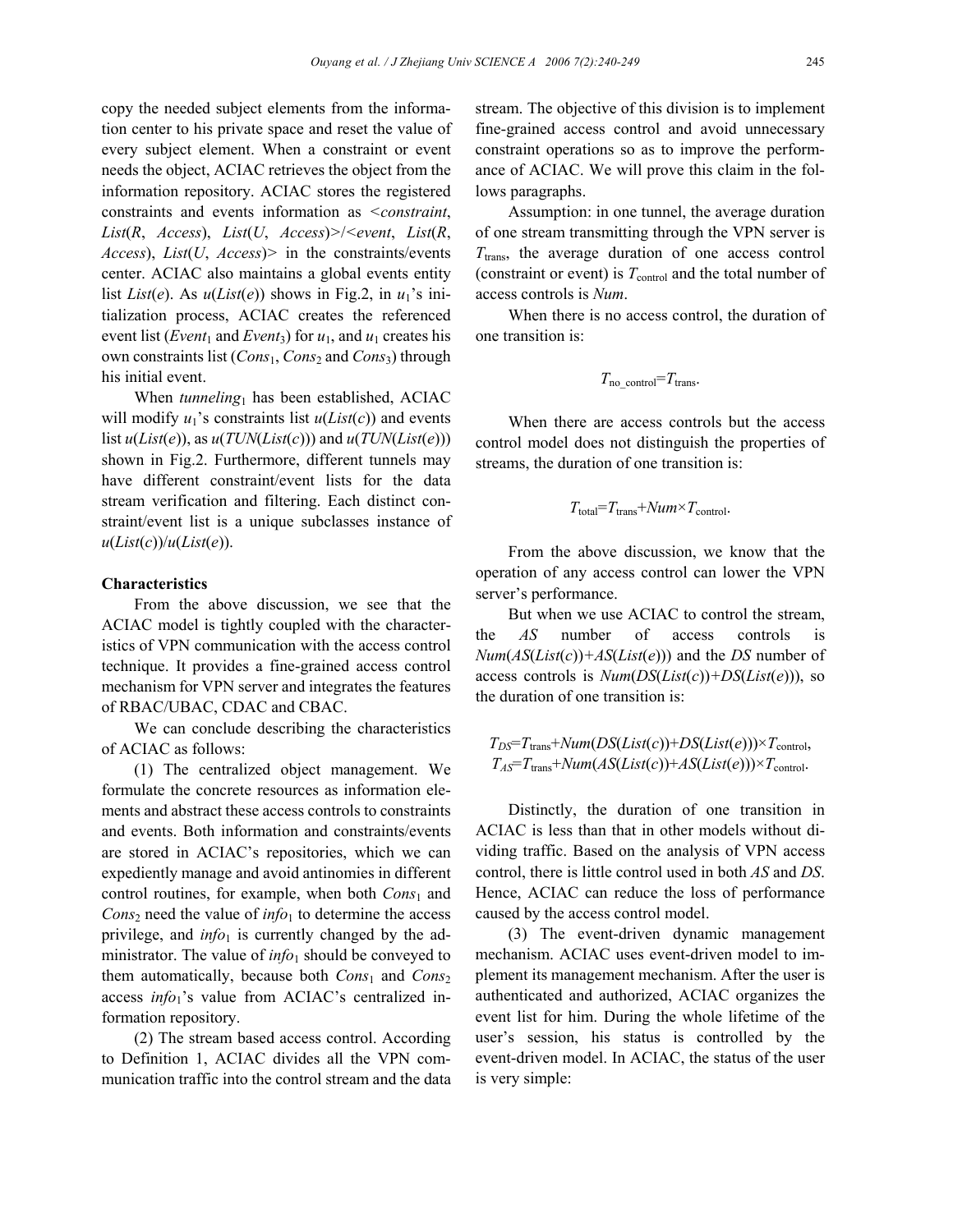copy the needed subject elements from the information center to his private space and reset the value of every subject element. When a constraint or event needs the object, ACIAC retrieves the object from the information repository. ACIAC stores the registered constraints and events information as <*constraint*, *List*(*R*, *Access*), *List*(*U*, *Access*)>/<*event*, *List*(*R*, *Access*), *List*(*U*, *Access*)> in the constraints/events center. ACIAC also maintains a global events entity list *List*(*e*). As $u(List(e))$ shows in Fig.2, in $u_1$'s initialization process, ACIAC creates the referenced event list ($Event_1$ and $Event_3$) for $u_1$, and $u_1$ creates his own constraints list ($Cons_1$, $Cons_2$ and $Cons_3$) through his initial event.

When $tunneling_1$ has been established, ACIAC will modify $u_1$'s constraints list $u(List(c))$ and events list $u(List(e))$, as $u(TUN(List(c)))$ and $u(TUN(List(e)))$ shown in Fig.2. Furthermore, different tunnels may have different constraint/event lists for the data stream verification and filtering. Each distinct constraint/event list is a unique subclasses instance of $u(List(c))/u(List(e))$.

**Characteristics**

From the above discussion, we see that the ACIAC model is tightly coupled with the characteristics of VPN communication with the access control technique. It provides a fine-grained access control mechanism for VPN server and integrates the features of RBAC/UBAC, CDAC and CBAC.

We can conclude describing the characteristics of ACIAC as follows:

(1) The centralized object management. We formulate the concrete resources as information elements and abstract these access controls to constraints and events. Both information and constraints/events are stored in ACIAC's repositories, which we can expediently manage and avoid antinomies in different control routines, for example, when both $Cons_1$ and $Cons_2$ need the value of $info_1$ to determine the access privilege, and $info_1$ is currently changed by the administrator. The value of $info_1$ should be conveyed to them automatically, because both $Cons_1$ and $Cons_2$ access $info_1$'s value from ACIAC's centralized information repository.

(2) The stream based access control. According to Definition 1, ACIAC divides all the VPN communication traffic into the control stream and the data stream. The objective of this division is to implement fine-grained access control and avoid unnecessary constraint operations so as to improve the performance of ACIAC. We will prove this claim in the follows paragraphs.

Assumption: in one tunnel, the average duration of one stream transmitting through the VPN server is $T_{\text{trans}}$, the average duration of one access control (constraint or event) is $T_{\text{control}}$ and the total number of access controls is *Num*.

When there is no access control, the duration of one transition is:

$$T_{\text{no\_control}}=T_{\text{trans}}.$$

When there are access controls but the access control model does not distinguish the properties of streams, the duration of one transition is:

$$T_{\text{total}}=T_{\text{trans}}+Num\times T_{\text{control}}.$$

From the above discussion, we know that the operation of any access control can lower the VPN server's performance.

But when we use ACIAC to control the stream, the *AS* number of access controls is $Num(AS(List(c))+AS(List(e)))$ and the *DS* number of access controls is $Num(DS(List(c))+DS(List(e)))$, so the duration of one transition is:

$$T_{DS}=T_{\text{trans}}+Num(DS(List(c))+DS(List(e)))\times T_{\text{control}},$$
$$T_{AS}=T_{\text{trans}}+Num(AS(List(c))+AS(List(e)))\times T_{\text{control}}.$$

Distinctly, the duration of one transition in ACIAC is less than that in other models without dividing traffic. Based on the analysis of VPN access control, there is little control used in both *AS* and *DS*. Hence, ACIAC can reduce the loss of performance caused by the access control model.

(3) The event-driven dynamic management mechanism. ACIAC uses event-driven model to implement its management mechanism. After the user is authenticated and authorized, ACIAC organizes the event list for him. During the whole lifetime of the user's session, his status is controlled by the event-driven model. In ACIAC, the status of the user is very simple: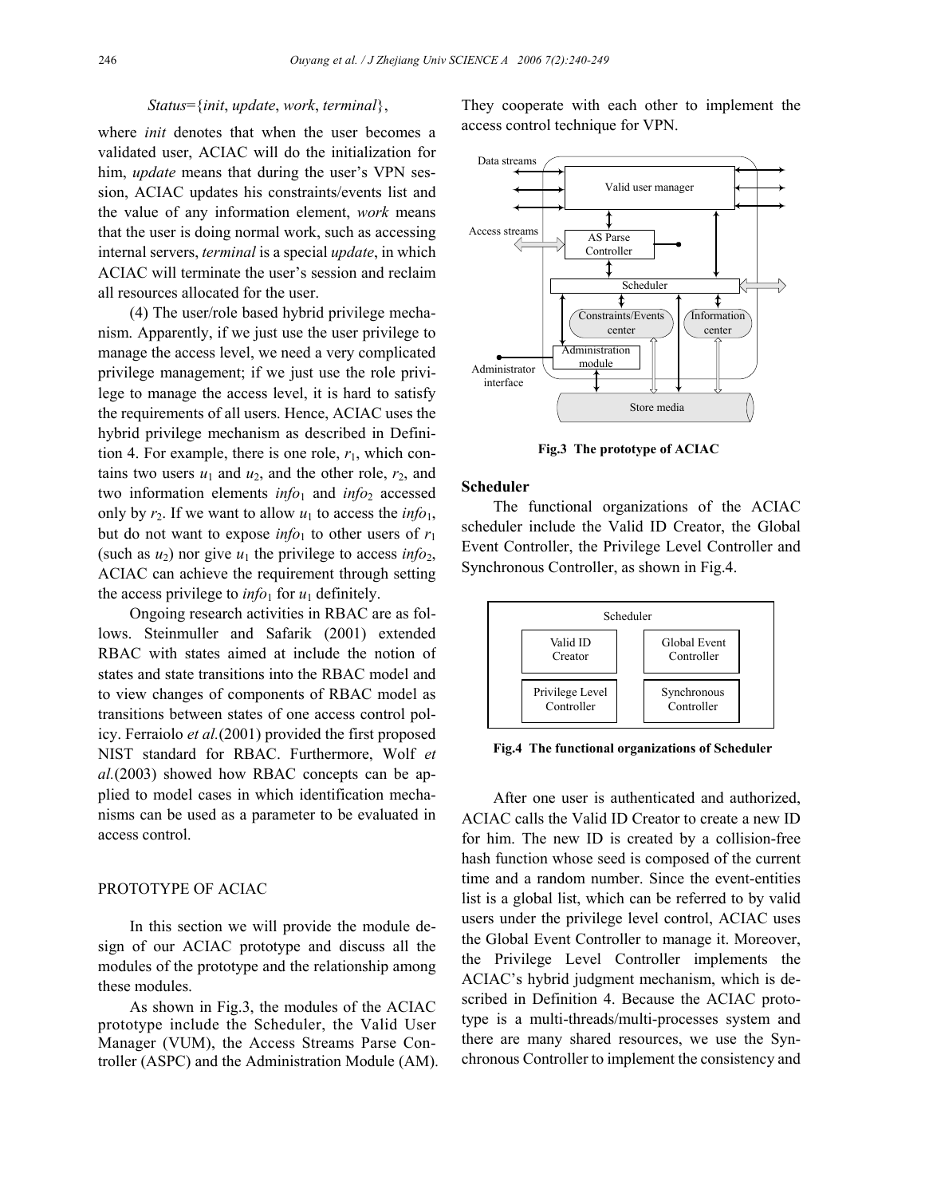*Status*={*init*, *update*, *work*, *terminal*},

where *init* denotes that when the user becomes a validated user, ACIAC will do the initialization for him, *update* means that during the user's VPN session, ACIAC updates his constraints/events list and the value of any information element, *work* means that the user is doing normal work, such as accessing internal servers, *terminal* is a special *update*, in which ACIAC will terminate the user's session and reclaim all resources allocated for the user.

(4) The user/role based hybrid privilege mechanism. Apparently, if we just use the user privilege to manage the access level, we need a very complicated privilege management; if we just use the role privilege to manage the access level, it is hard to satisfy the requirements of all users. Hence, ACIAC uses the hybrid privilege mechanism as described in Definition 4. For example, there is one role, $r_1$, which contains two users $u_1$ and $u_2$, and the other role, $r_2$, and two information elements $info_1$ and $info_2$ accessed only by $r_2$. If we want to allow $u_1$ to access the $info_1$, but do not want to expose $info_1$ to other users of $r_1$ (such as $u_2$) nor give $u_1$ the privilege to access $info_2$, ACIAC can achieve the requirement through setting the access privilege to $info_1$ for $u_1$ definitely.

Ongoing research activities in RBAC are as follows. Steinmuller and Safarik (2001) extended RBAC with states aimed at include the notion of states and state transitions into the RBAC model and to view changes of components of RBAC model as transitions between states of one access control policy. Ferraiolo *et al.*(2001) provided the first proposed NIST standard for RBAC. Furthermore, Wolf *et al.*(2003) showed how RBAC concepts can be applied to model cases in which identification mechanisms can be used as a parameter to be evaluated in access control.

## PROTOTYPE OF ACIAC

In this section we will provide the module design of our ACIAC prototype and discuss all the modules of the prototype and the relationship among these modules.

As shown in Fig.3, the modules of the ACIAC prototype include the Scheduler, the Valid User Manager (VUM), the Access Streams Parse Controller (ASPC) and the Administration Module (AM). They cooperate with each other to implement the access control technique for VPN.

Data streams | Valid user manager | Access streams | AS Parse Controller | Scheduler | Constraints/Events center | Information center | Administration module | Administrator interface | Store media

**Fig.3 The prototype of ACIAC**

### Scheduler

The functional organizations of the ACIAC scheduler include the Valid ID Creator, the Global Event Controller, the Privilege Level Controller and Synchronous Controller, as shown in Fig.4.

Scheduler | Valid ID Creator | Global Event Controller | Privilege Level Controller | Synchronous Controller

**Fig.4 The functional organizations of Scheduler**

After one user is authenticated and authorized, ACIAC calls the Valid ID Creator to create a new ID for him. The new ID is created by a collision-free hash function whose seed is composed of the current time and a random number. Since the event-entities list is a global list, which can be referred to by valid users under the privilege level control, ACIAC uses the Global Event Controller to manage it. Moreover, the Privilege Level Controller implements the ACIAC's hybrid judgment mechanism, which is described in Definition 4. Because the ACIAC prototype is a multi-threads/multi-processes system and there are many shared resources, we use the Synchronous Controller to implement the consistency and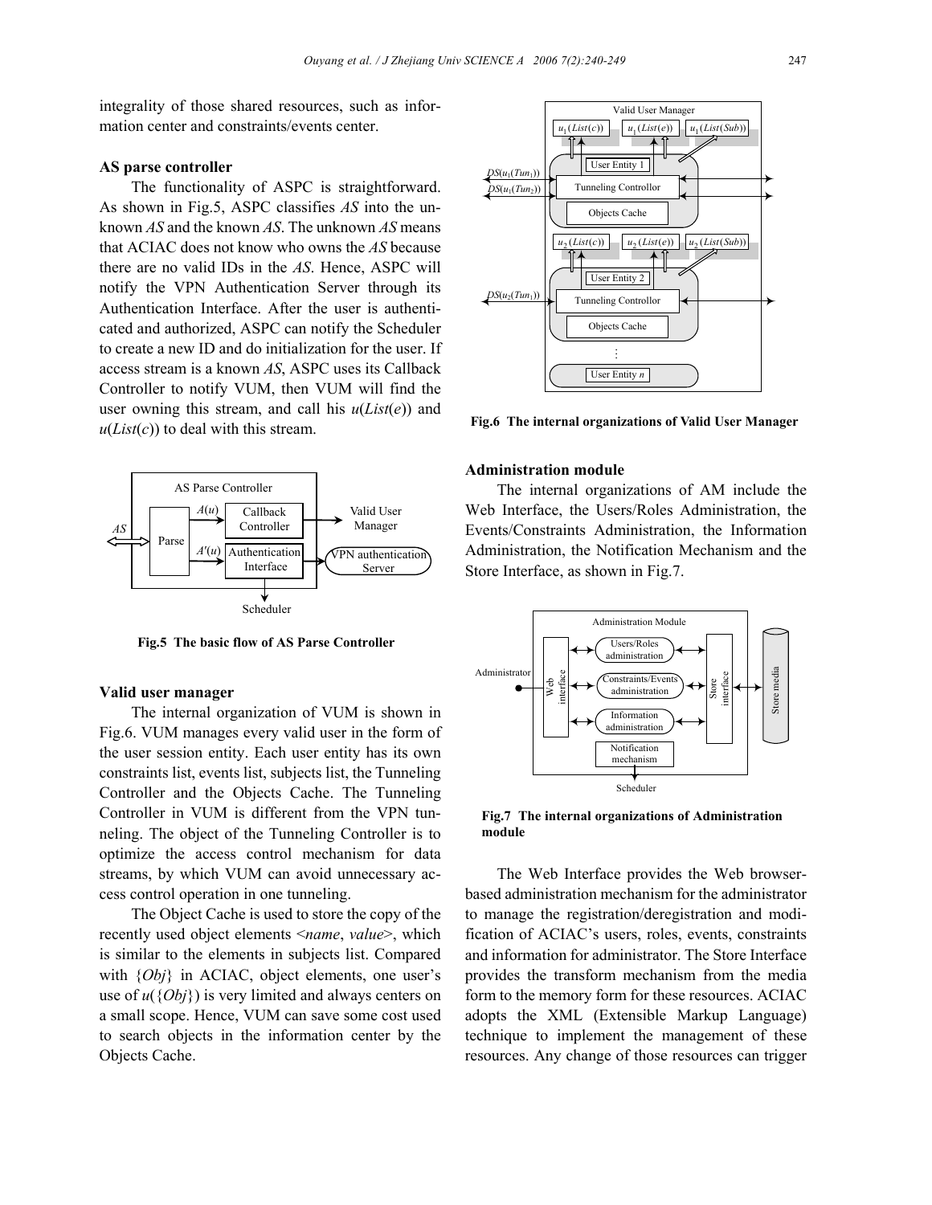integrality of those shared resources, such as information center and constraints/events center.

**AS parse controller**

The functionality of ASPC is straightforward. As shown in Fig.5, ASPC classifies *AS* into the unknown *AS* and the known *AS*. The unknown *AS* means that ACIAC does not know who owns the *AS* because there are no valid IDs in the *AS*. Hence, ASPC will notify the VPN Authentication Server through its Authentication Interface. After the user is authenticated and authorized, ASPC can notify the Scheduler to create a new ID and do initialization for the user. If access stream is a known *AS*, ASPC uses its Callback Controller to notify VUM, then VUM will find the user owning this stream, and call his $u(List(e))$ and $u(List(c))$ to deal with this stream.

AS Parse Controller
AS
Parse
$A(u)$
Callback Controller
$A'(u)$
Authentication Interface
Valid User Manager
VPN authentication Server
Scheduler

**Fig.5 The basic flow of AS Parse Controller**

**Valid user manager**

The internal organization of VUM is shown in Fig.6. VUM manages every valid user in the form of the user session entity. Each user entity has its own constraints list, events list, subjects list, the Tunneling Controller and the Objects Cache. The Tunneling Controller in VUM is different from the VPN tunneling. The object of the Tunneling Controller is to optimize the access control mechanism for data streams, by which VUM can avoid unnecessary access control operation in one tunneling.

The Object Cache is used to store the copy of the recently used object elements <*name*, *value*>, which is similar to the elements in subjects list. Compared with {*Obj*} in ACIAC, object elements, one user's use of $u(\{Obj\})$ is very limited and always centers on a small scope. Hence, VUM can save some cost used to search objects in the information center by the Objects Cache.

Valid User Manager
$u_1(List(c))$ $u_1(List(e))$ $u_1(List(Sub))$
User Entity 1
$DS(u_1(Tun_1))$
$DS(u_1(Tun_2))$
Tunneling Controllor
Objects Cache
$u_2(List(c))$ $u_2(List(e))$ $u_2(List(Sub))$
User Entity 2
$DS(u_2(Tun_1))$
Tunneling Controllor
Objects Cache
User Entity $n$

**Fig.6 The internal organizations of Valid User Manager**

**Administration module**

The internal organizations of AM include the Web Interface, the Users/Roles Administration, the Events/Constraints Administration, the Information Administration, the Notification Mechanism and the Store Interface, as shown in Fig.7.

Administration Module
Administrator
Web interface
Users/Roles administration
Constraints/Events administration
Information administration
Notification mechanism
Store interface
Store media
Scheduler

**Fig.7 The internal organizations of Administration module**

The Web Interface provides the Web browser-based administration mechanism for the administrator to manage the registration/deregistration and modification of ACIAC's users, roles, events, constraints and information for administrator. The Store Interface provides the transform mechanism from the media form to the memory form for these resources. ACIAC adopts the XML (Extensible Markup Language) technique to implement the management of these resources. Any change of those resources can trigger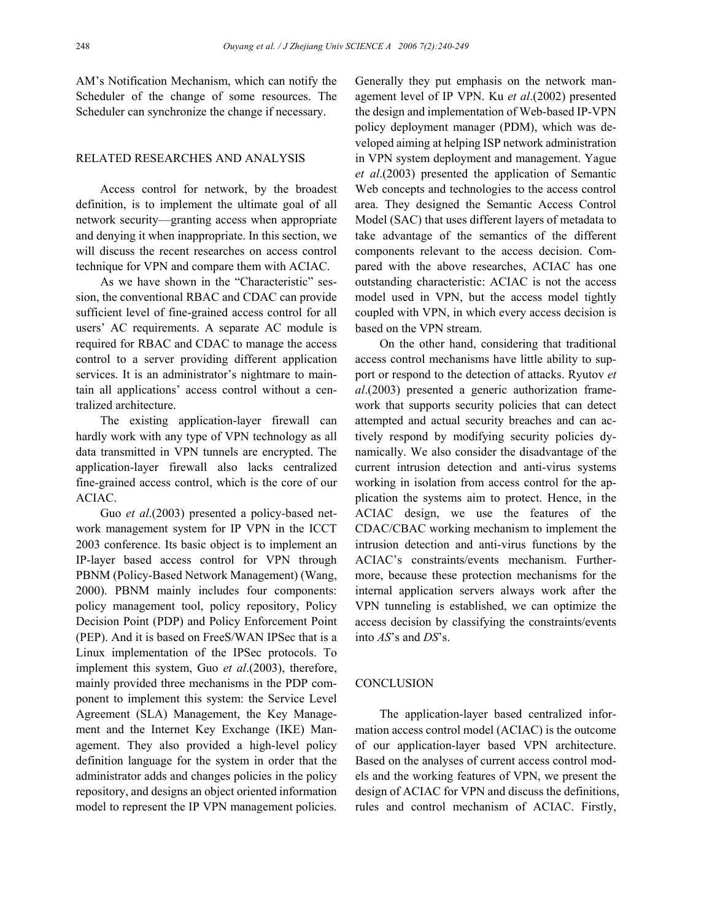AM's Notification Mechanism, which can notify the Scheduler of the change of some resources. The Scheduler can synchronize the change if necessary.

## RELATED RESEARCHES AND ANALYSIS

Access control for network, by the broadest definition, is to implement the ultimate goal of all network security—granting access when appropriate and denying it when inappropriate. In this section, we will discuss the recent researches on access control technique for VPN and compare them with ACIAC.

As we have shown in the "Characteristic" session, the conventional RBAC and CDAC can provide sufficient level of fine-grained access control for all users' AC requirements. A separate AC module is required for RBAC and CDAC to manage the access control to a server providing different application services. It is an administrator's nightmare to maintain all applications' access control without a centralized architecture.

The existing application-layer firewall can hardly work with any type of VPN technology as all data transmitted in VPN tunnels are encrypted. The application-layer firewall also lacks centralized fine-grained access control, which is the core of our ACIAC.

Guo *et al*.(2003) presented a policy-based network management system for IP VPN in the ICCT 2003 conference. Its basic object is to implement an IP-layer based access control for VPN through PBNM (Policy-Based Network Management) (Wang, 2000). PBNM mainly includes four components: policy management tool, policy repository, Policy Decision Point (PDP) and Policy Enforcement Point (PEP). And it is based on FreeS/WAN IPSec that is a Linux implementation of the IPSec protocols. To implement this system, Guo *et al*.(2003), therefore, mainly provided three mechanisms in the PDP component to implement this system: the Service Level Agreement (SLA) Management, the Key Management and the Internet Key Exchange (IKE) Management. They also provided a high-level policy definition language for the system in order that the administrator adds and changes policies in the policy repository, and designs an object oriented information model to represent the IP VPN management policies. Generally they put emphasis on the network management level of IP VPN. Ku *et al*.(2002) presented the design and implementation of Web-based IP-VPN policy deployment manager (PDM), which was developed aiming at helping ISP network administration in VPN system deployment and management. Yague *et al*.(2003) presented the application of Semantic Web concepts and technologies to the access control area. They designed the Semantic Access Control Model (SAC) that uses different layers of metadata to take advantage of the semantics of the different components relevant to the access decision. Compared with the above researches, ACIAC has one outstanding characteristic: ACIAC is not the access model used in VPN, but the access model tightly coupled with VPN, in which every access decision is based on the VPN stream.

On the other hand, considering that traditional access control mechanisms have little ability to support or respond to the detection of attacks. Ryutov *et al*.(2003) presented a generic authorization framework that supports security policies that can detect attempted and actual security breaches and can actively respond by modifying security policies dynamically. We also consider the disadvantage of the current intrusion detection and anti-virus systems working in isolation from access control for the application the systems aim to protect. Hence, in the ACIAC design, we use the features of the CDAC/CBAC working mechanism to implement the intrusion detection and anti-virus functions by the ACIAC's constraints/events mechanism. Furthermore, because these protection mechanisms for the internal application servers always work after the VPN tunneling is established, we can optimize the access decision by classifying the constraints/events into *AS*'s and *DS*'s.

## CONCLUSION

The application-layer based centralized information access control model (ACIAC) is the outcome of our application-layer based VPN architecture. Based on the analyses of current access control models and the working features of VPN, we present the design of ACIAC for VPN and discuss the definitions, rules and control mechanism of ACIAC. Firstly,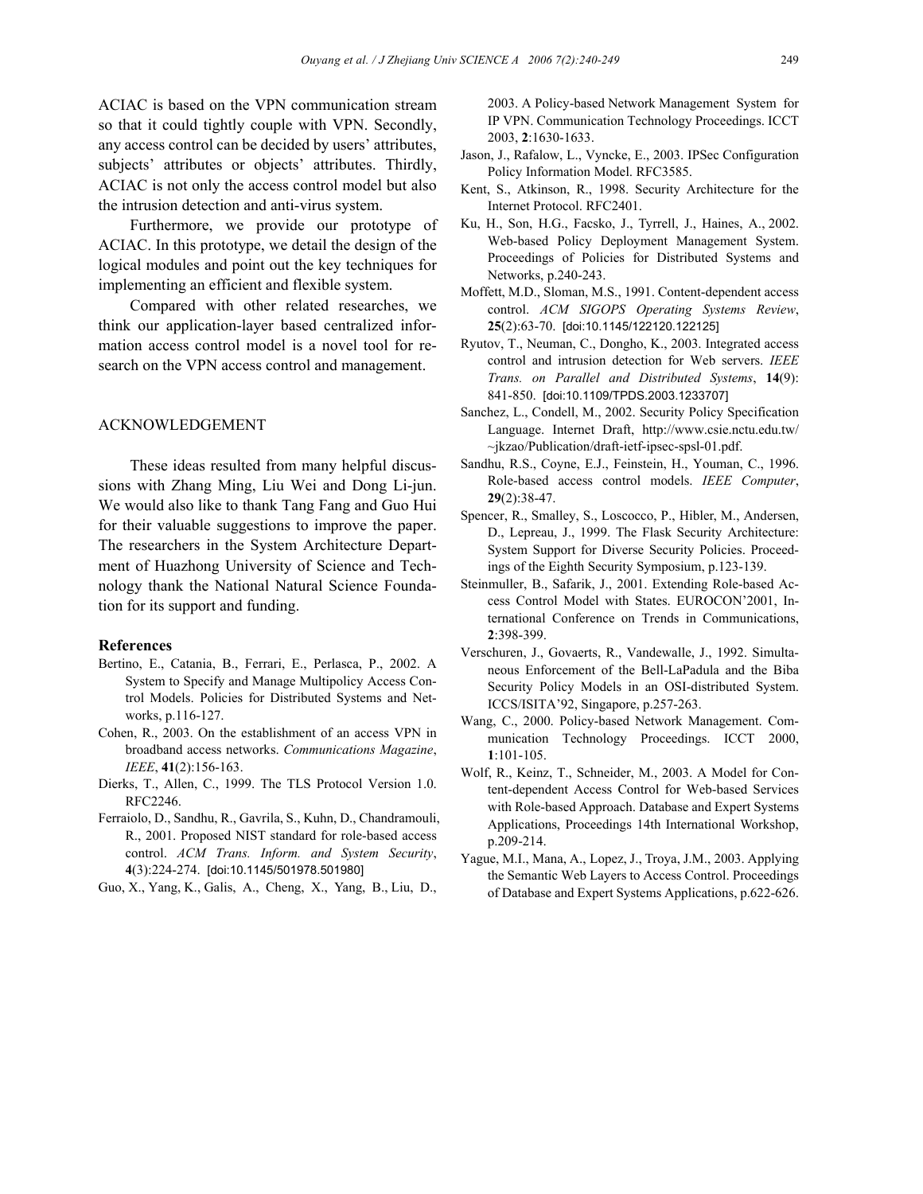ACIAC is based on the VPN communication stream so that it could tightly couple with VPN. Secondly, any access control can be decided by users' attributes, subjects' attributes or objects' attributes. Thirdly, ACIAC is not only the access control model but also the intrusion detection and anti-virus system.

Furthermore, we provide our prototype of ACIAC. In this prototype, we detail the design of the logical modules and point out the key techniques for implementing an efficient and flexible system.

Compared with other related researches, we think our application-layer based centralized information access control model is a novel tool for research on the VPN access control and management.

## ACKNOWLEDGEMENT

These ideas resulted from many helpful discussions with Zhang Ming, Liu Wei and Dong Li-jun. We would also like to thank Tang Fang and Guo Hui for their valuable suggestions to improve the paper. The researchers in the System Architecture Department of Huazhong University of Science and Technology thank the National Natural Science Foundation for its support and funding.

## References

Bertino, E., Catania, B., Ferrari, E., Perlasca, P., 2002. A System to Specify and Manage Multipolicy Access Control Models. Policies for Distributed Systems and Networks, p.116-127.

Cohen, R., 2003. On the establishment of an access VPN in broadband access networks. *Communications Magazine*, *IEEE*, **41**(2):156-163.

Dierks, T., Allen, C., 1999. The TLS Protocol Version 1.0. RFC2246.

Ferraiolo, D., Sandhu, R., Gavrila, S., Kuhn, D., Chandramouli, R., 2001. Proposed NIST standard for role-based access control. *ACM Trans. Inform. and System Security*, **4**(3):224-274. [doi:10.1145/501978.501980]

Guo, X., Yang, K., Galis, A., Cheng, X., Yang, B., Liu, D., 2003. A Policy-based Network Management System for IP VPN. Communication Technology Proceedings. ICCT 2003, **2**:1630-1633.

Jason, J., Rafalow, L., Vyncke, E., 2003. IPSec Configuration Policy Information Model. RFC3585.

Kent, S., Atkinson, R., 1998. Security Architecture for the Internet Protocol. RFC2401.

Ku, H., Son, H.G., Facsko, J., Tyrrell, J., Haines, A., 2002. Web-based Policy Deployment Management System. Proceedings of Policies for Distributed Systems and Networks, p.240-243.

Moffett, M.D., Sloman, M.S., 1991. Content-dependent access control. *ACM SIGOPS Operating Systems Review*, **25**(2):63-70. [doi:10.1145/122120.122125]

Ryutov, T., Neuman, C., Dongho, K., 2003. Integrated access control and intrusion detection for Web servers. *IEEE Trans. on Parallel and Distributed Systems*, **14**(9): 841-850. [doi:10.1109/TPDS.2003.1233707]

Sanchez, L., Condell, M., 2002. Security Policy Specification Language. Internet Draft, http://www.csie.nctu.edu.tw/~jkzao/Publication/draft-ietf-ipsec-spsl-01.pdf.

Sandhu, R.S., Coyne, E.J., Feinstein, H., Youman, C., 1996. Role-based access control models. *IEEE Computer*, **29**(2):38-47.

Spencer, R., Smalley, S., Loscocco, P., Hibler, M., Andersen, D., Lepreau, J., 1999. The Flask Security Architecture: System Support for Diverse Security Policies. Proceedings of the Eighth Security Symposium, p.123-139.

Steinmuller, B., Safarik, J., 2001. Extending Role-based Access Control Model with States. EUROCON'2001, International Conference on Trends in Communications, **2**:398-399.

Verschuren, J., Govaerts, R., Vandewalle, J., 1992. Simultaneous Enforcement of the Bell-LaPadula and the Biba Security Policy Models in an OSI-distributed System. ICCS/ISITA'92, Singapore, p.257-263.

Wang, C., 2000. Policy-based Network Management. Communication Technology Proceedings. ICCT 2000, **1**:101-105.

Wolf, R., Keinz, T., Schneider, M., 2003. A Model for Content-dependent Access Control for Web-based Services with Role-based Approach. Database and Expert Systems Applications, Proceedings 14th International Workshop, p.209-214.

Yague, M.I., Mana, A., Lopez, J., Troya, J.M., 2003. Applying the Semantic Web Layers to Access Control. Proceedings of Database and Expert Systems Applications, p.622-626.